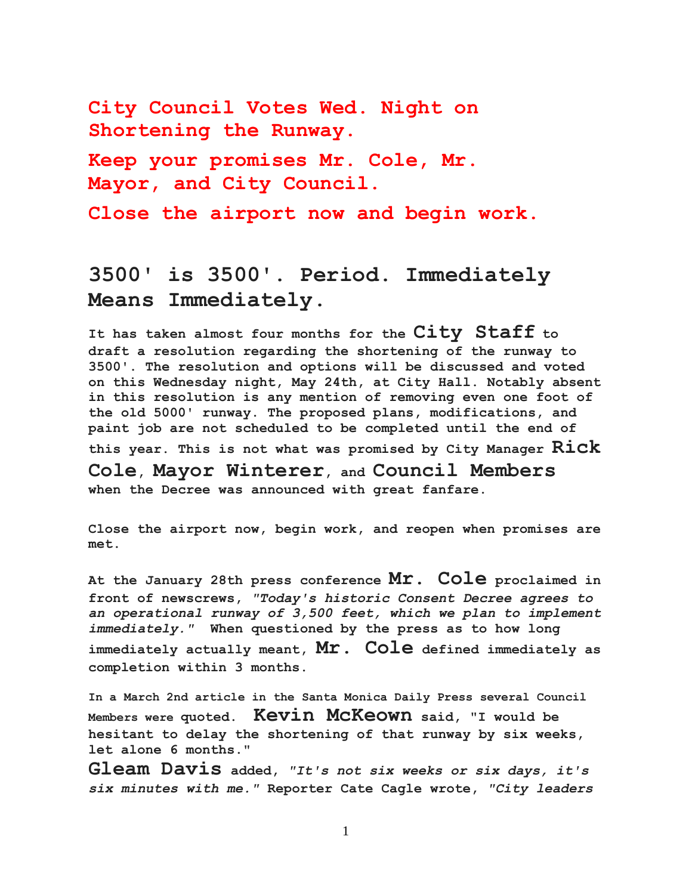# City Council Votes Wed. Night on Shortening the Runway.

# Keep your promises Mr. Cole, Mr. Mayor, and City Council.

# Close the airport now and begin work.

## 3500' is 3500'. Period. Immediately Means Immediately.

**It has taken almost four months for the City Staff to draft a resolution regarding the shortening of the runway to 3500'. The resolution and options will be discussed and voted on this Wednesday night, May 24th, at City Hall. Notably absent in this resolution is any mention of removing even one foot of the old 5000' runway. The proposed plans, modifications, and paint job are not scheduled to be completed until the end of this year. This is not what was promised by City Manager Rick Cole, Mayor Winterer, and Council Members when the Decree was announced with great fanfare.**

**Close the airport now, begin work, and reopen when promises are met.**

**At the January 28th press conference Mr. Cole proclaimed in front of newscrews, *"Today's historic Consent Decree agrees to an operational runway of 3,500 feet, which we plan to implement immediately."* When questioned by the press as to how long immediately actually meant, Mr. Cole defined immediately as completion within 3 months.**

**In a March 2nd article in the Santa Monica Daily Press several Council Members were quoted. Kevin McKeown said, "I would be hesitant to delay the shortening of that runway by six weeks, let alone 6 months."**

**Gleam Davis added, *"It's not six weeks or six days, it's six minutes with me."* Reporter Cate Cagle wrote, *"City leaders***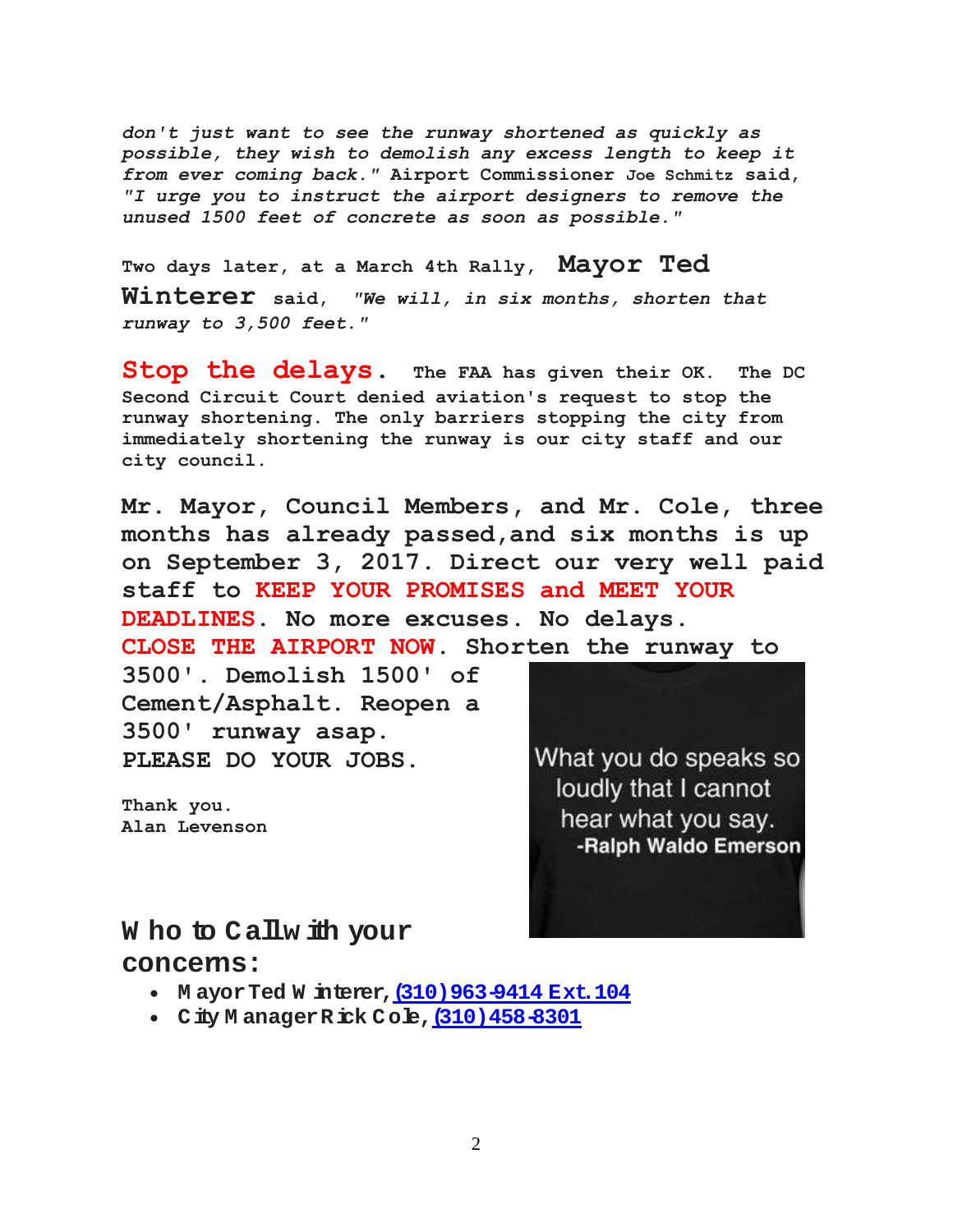*don't just want to see the runway shortened as quickly as possible, they wish to demolish any excess length to keep it from ever coming back."* Airport Commissioner Joe Schmitz said, *"I urge you to instruct the airport designers to remove the unused 1500 feet of concrete as soon as possible."*

Two days later, at a March 4th Rally, **Mayor Ted Winterer** said, *"We will, in six months, shorten that runway to 3,500 feet."*

**Stop the delays.** The FAA has given their OK. The DC Second Circuit Court denied aviation's request to stop the runway shortening. The only barriers stopping the city from immediately shortening the runway is our city staff and our city council.

**Mr. Mayor, Council Members, and Mr. Cole, three months has already passed,and six months is up on September 3, 2017. Direct our very well paid staff to KEEP YOUR PROMISES and MEET YOUR DEADLINES. No more excuses. No delays. CLOSE THE AIRPORT NOW. Shorten the runway to 3500'. Demolish 1500' of Cement/Asphalt. Reopen a 3500' runway asap. PLEASE DO YOUR JOBS.**

Thank you.
Alan Levenson

What you do speaks so loudly that I cannot hear what you say.
-Ralph Waldo Emerson

## Who to Call with your concerns:

- **Mayor Ted Winterer, [(310) 963-9414 Ext. 104]**
- **City Manager Rick Cole, [(310) 458-8301]**